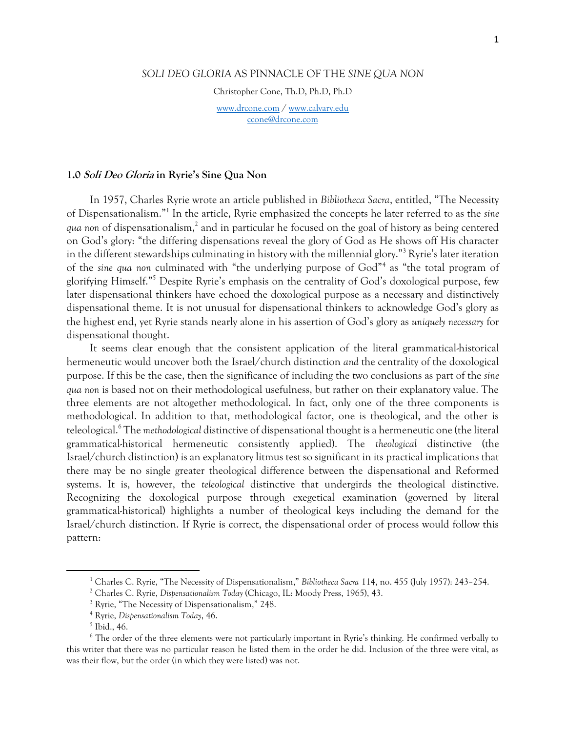# *SOLI DEO GLORIA* AS PINNACLE OF THE *SINE QUA NON*

Christopher Cone, Th.D, Ph.D, Ph.D

www.drcone.com / www.calvary.edu
ccone@drcone.com

## 1.0 *Soli Deo Gloria* in Ryrie's Sine Qua Non

In 1957, Charles Ryrie wrote an article published in *Bibliotheca Sacra*, entitled, "The Necessity of Dispensationalism."[1] In the article, Ryrie emphasized the concepts he later referred to as the *sine qua non* of dispensationalism,[2] and in particular he focused on the goal of history as being centered on God's glory: "the differing dispensations reveal the glory of God as He shows off His character in the different stewardships culminating in history with the millennial glory."[3] Ryrie's later iteration of the *sine qua non* culminated with "the underlying purpose of God"[4] as "the total program of glorifying Himself."[5] Despite Ryrie's emphasis on the centrality of God's doxological purpose, few later dispensational thinkers have echoed the doxological purpose as a necessary and distinctively dispensational theme. It is not unusual for dispensational thinkers to acknowledge God's glory as the highest end, yet Ryrie stands nearly alone in his assertion of God's glory as *uniquely necessary* for dispensational thought.

It seems clear enough that the consistent application of the literal grammatical-historical hermeneutic would uncover both the Israel/church distinction *and* the centrality of the doxological purpose. If this be the case, then the significance of including the two conclusions as part of the *sine qua non* is based not on their methodological usefulness, but rather on their explanatory value. The three elements are not altogether methodological. In fact, only one of the three components is methodological. In addition to that, methodological factor, one is theological, and the other is teleological.[6] The *methodological* distinctive of dispensational thought is a hermeneutic one (the literal grammatical-historical hermeneutic consistently applied). The *theological* distinctive (the Israel/church distinction) is an explanatory litmus test so significant in its practical implications that there may be no single greater theological difference between the dispensational and Reformed systems. It is, however, the *teleological* distinctive that undergirds the theological distinctive. Recognizing the doxological purpose through exegetical examination (governed by literal grammatical-historical) highlights a number of theological keys including the demand for the Israel/church distinction. If Ryrie is correct, the dispensational order of process would follow this pattern:

---

[1] Charles C. Ryrie, "The Necessity of Dispensationalism," *Bibliotheca Sacra* 114, no. 455 (July 1957): 243–254.

[2] Charles C. Ryrie, *Dispensationalism Today* (Chicago, IL: Moody Press, 1965), 43.

[3] Ryrie, "The Necessity of Dispensationalism," 248.

[4] Ryrie, *Dispensationalism Today*, 46.

[5] Ibid., 46.

[6] The order of the three elements were not particularly important in Ryrie's thinking. He confirmed verbally to this writer that there was no particular reason he listed them in the order he did. Inclusion of the three were vital, as was their flow, but the order (in which they were listed) was not.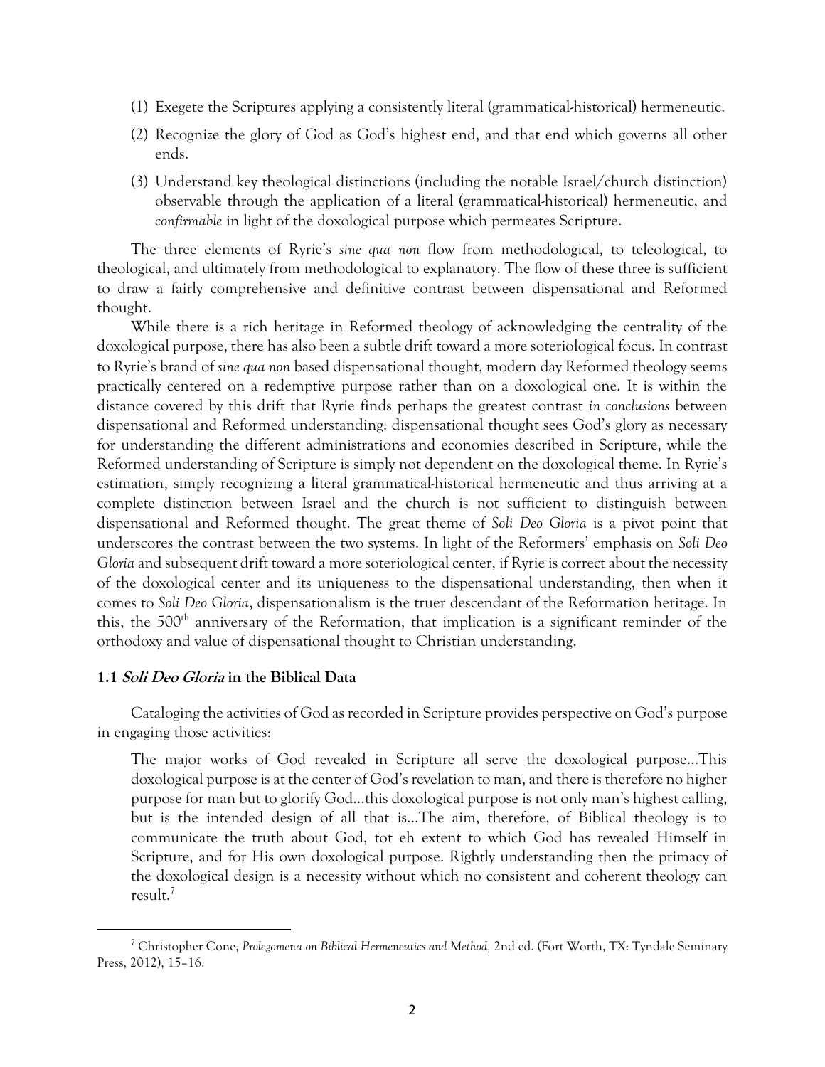(1) Exegete the Scriptures applying a consistently literal (grammatical-historical) hermeneutic.

(2) Recognize the glory of God as God's highest end, and that end which governs all other ends.

(3) Understand key theological distinctions (including the notable Israel/church distinction) observable through the application of a literal (grammatical-historical) hermeneutic, and *confirmable* in light of the doxological purpose which permeates Scripture.

The three elements of Ryrie's *sine qua non* flow from methodological, to teleological, to theological, and ultimately from methodological to explanatory. The flow of these three is sufficient to draw a fairly comprehensive and definitive contrast between dispensational and Reformed thought.

While there is a rich heritage in Reformed theology of acknowledging the centrality of the doxological purpose, there has also been a subtle drift toward a more soteriological focus. In contrast to Ryrie's brand of *sine qua non* based dispensational thought, modern day Reformed theology seems practically centered on a redemptive purpose rather than on a doxological one. It is within the distance covered by this drift that Ryrie finds perhaps the greatest contrast *in conclusions* between dispensational and Reformed understanding: dispensational thought sees God's glory as necessary for understanding the different administrations and economies described in Scripture, while the Reformed understanding of Scripture is simply not dependent on the doxological theme. In Ryrie's estimation, simply recognizing a literal grammatical-historical hermeneutic and thus arriving at a complete distinction between Israel and the church is not sufficient to distinguish between dispensational and Reformed thought. The great theme of *Soli Deo Gloria* is a pivot point that underscores the contrast between the two systems. In light of the Reformers' emphasis on *Soli Deo Gloria* and subsequent drift toward a more soteriological center, if Ryrie is correct about the necessity of the doxological center and its uniqueness to the dispensational understanding, then when it comes to *Soli Deo Gloria*, dispensationalism is the truer descendant of the Reformation heritage. In this, the 500th anniversary of the Reformation, that implication is a significant reminder of the orthodoxy and value of dispensational thought to Christian understanding.

### 1.1 *Soli Deo Gloria* in the Biblical Data

Cataloging the activities of God as recorded in Scripture provides perspective on God's purpose in engaging those activities:

> The major works of God revealed in Scripture all serve the doxological purpose…This doxological purpose is at the center of God's revelation to man, and there is therefore no higher purpose for man but to glorify God…this doxological purpose is not only man's highest calling, but is the intended design of all that is…The aim, therefore, of Biblical theology is to communicate the truth about God, tot eh extent to which God has revealed Himself in Scripture, and for His own doxological purpose. Rightly understanding then the primacy of the doxological design is a necessity without which no consistent and coherent theology can result.[7]

---

[7] Christopher Cone, *Prolegomena on Biblical Hermeneutics and Method,* 2nd ed. (Fort Worth, TX: Tyndale Seminary Press, 2012), 15–16.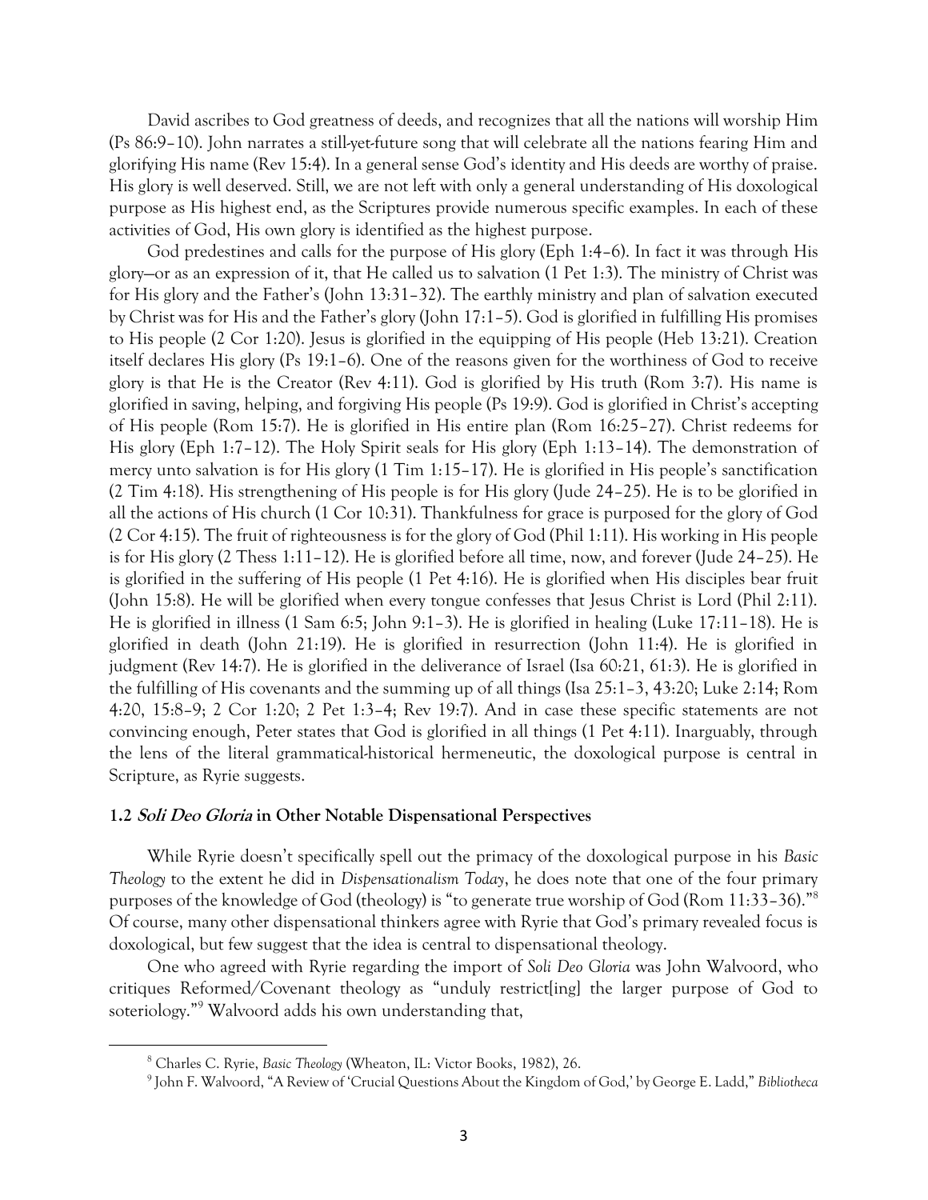David ascribes to God greatness of deeds, and recognizes that all the nations will worship Him (Ps 86:9–10). John narrates a still-yet-future song that will celebrate all the nations fearing Him and glorifying His name (Rev 15:4). In a general sense God's identity and His deeds are worthy of praise. His glory is well deserved. Still, we are not left with only a general understanding of His doxological purpose as His highest end, as the Scriptures provide numerous specific examples. In each of these activities of God, His own glory is identified as the highest purpose.

God predestines and calls for the purpose of His glory (Eph 1:4–6). In fact it was through His glory—or as an expression of it, that He called us to salvation (1 Pet 1:3). The ministry of Christ was for His glory and the Father's (John 13:31–32). The earthly ministry and plan of salvation executed by Christ was for His and the Father's glory (John 17:1–5). God is glorified in fulfilling His promises to His people (2 Cor 1:20). Jesus is glorified in the equipping of His people (Heb 13:21). Creation itself declares His glory (Ps 19:1–6). One of the reasons given for the worthiness of God to receive glory is that He is the Creator (Rev 4:11). God is glorified by His truth (Rom 3:7). His name is glorified in saving, helping, and forgiving His people (Ps 19:9). God is glorified in Christ's accepting of His people (Rom 15:7). He is glorified in His entire plan (Rom 16:25–27). Christ redeems for His glory (Eph 1:7–12). The Holy Spirit seals for His glory (Eph 1:13–14). The demonstration of mercy unto salvation is for His glory (1 Tim 1:15–17). He is glorified in His people's sanctification (2 Tim 4:18). His strengthening of His people is for His glory (Jude 24–25). He is to be glorified in all the actions of His church (1 Cor 10:31). Thankfulness for grace is purposed for the glory of God (2 Cor 4:15). The fruit of righteousness is for the glory of God (Phil 1:11). His working in His people is for His glory (2 Thess 1:11–12). He is glorified before all time, now, and forever (Jude 24–25). He is glorified in the suffering of His people (1 Pet 4:16). He is glorified when His disciples bear fruit (John 15:8). He will be glorified when every tongue confesses that Jesus Christ is Lord (Phil 2:11). He is glorified in illness (1 Sam 6:5; John 9:1–3). He is glorified in healing (Luke 17:11–18). He is glorified in death (John 21:19). He is glorified in resurrection (John 11:4). He is glorified in judgment (Rev 14:7). He is glorified in the deliverance of Israel (Isa 60:21, 61:3). He is glorified in the fulfilling of His covenants and the summing up of all things (Isa 25:1–3, 43:20; Luke 2:14; Rom 4:20, 15:8–9; 2 Cor 1:20; 2 Pet 1:3–4; Rev 19:7). And in case these specific statements are not convincing enough, Peter states that God is glorified in all things (1 Pet 4:11). Inarguably, through the lens of the literal grammatical-historical hermeneutic, the doxological purpose is central in Scripture, as Ryrie suggests.

### 1.2 *Soli Deo Gloria* in Other Notable Dispensational Perspectives

While Ryrie doesn't specifically spell out the primacy of the doxological purpose in his *Basic Theology* to the extent he did in *Dispensationalism Today*, he does note that one of the four primary purposes of the knowledge of God (theology) is "to generate true worship of God (Rom 11:33–36)."[8] Of course, many other dispensational thinkers agree with Ryrie that God's primary revealed focus is doxological, but few suggest that the idea is central to dispensational theology.

One who agreed with Ryrie regarding the import of *Soli Deo Gloria* was John Walvoord, who critiques Reformed/Covenant theology as "unduly restrict[ing] the larger purpose of God to soteriology."[9] Walvoord adds his own understanding that,

---

[8] Charles C. Ryrie, *Basic Theology* (Wheaton, IL: Victor Books, 1982), 26.

[9] John F. Walvoord, "A Review of 'Crucial Questions About the Kingdom of God,' by George E. Ladd," *Bibliotheca*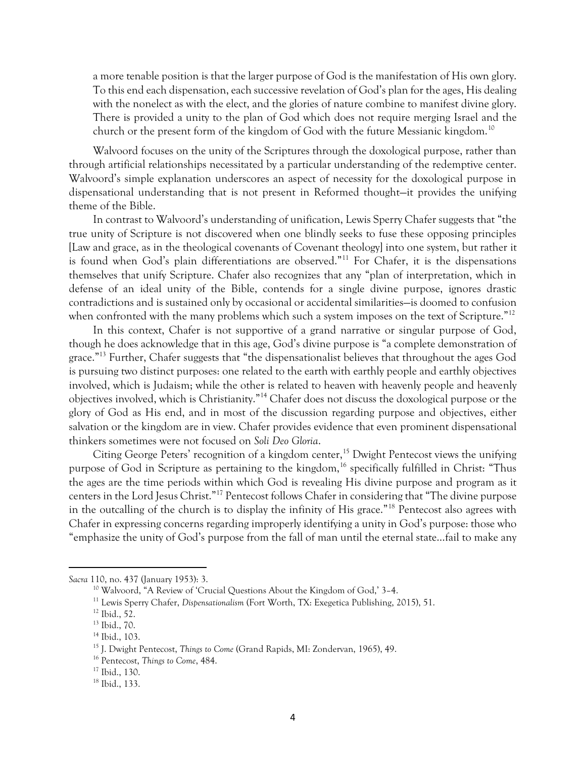> a more tenable position is that the larger purpose of God is the manifestation of His own glory. To this end each dispensation, each successive revelation of God's plan for the ages, His dealing with the nonelect as with the elect, and the glories of nature combine to manifest divine glory. There is provided a unity to the plan of God which does not require merging Israel and the church or the present form of the kingdom of God with the future Messianic kingdom.[10]

Walvoord focuses on the unity of the Scriptures through the doxological purpose, rather than through artificial relationships necessitated by a particular understanding of the redemptive center. Walvoord's simple explanation underscores an aspect of necessity for the doxological purpose in dispensational understanding that is not present in Reformed thought—it provides the unifying theme of the Bible.

In contrast to Walvoord's understanding of unification, Lewis Sperry Chafer suggests that "the true unity of Scripture is not discovered when one blindly seeks to fuse these opposing principles [Law and grace, as in the theological covenants of Covenant theology] into one system, but rather it is found when God's plain differentiations are observed."[11] For Chafer, it is the dispensations themselves that unify Scripture. Chafer also recognizes that any "plan of interpretation, which in defense of an ideal unity of the Bible, contends for a single divine purpose, ignores drastic contradictions and is sustained only by occasional or accidental similarities—is doomed to confusion when confronted with the many problems which such a system imposes on the text of Scripture."[12]

In this context, Chafer is not supportive of a grand narrative or singular purpose of God, though he does acknowledge that in this age, God's divine purpose is "a complete demonstration of grace."[13] Further, Chafer suggests that "the dispensationalist believes that throughout the ages God is pursuing two distinct purposes: one related to the earth with earthly people and earthly objectives involved, which is Judaism; while the other is related to heaven with heavenly people and heavenly objectives involved, which is Christianity."[14] Chafer does not discuss the doxological purpose or the glory of God as His end, and in most of the discussion regarding purpose and objectives, either salvation or the kingdom are in view. Chafer provides evidence that even prominent dispensational thinkers sometimes were not focused on *Soli Deo Gloria*.

Citing George Peters' recognition of a kingdom center,[15] Dwight Pentecost views the unifying purpose of God in Scripture as pertaining to the kingdom,[16] specifically fulfilled in Christ: "Thus the ages are the time periods within which God is revealing His divine purpose and program as it centers in the Lord Jesus Christ."[17] Pentecost follows Chafer in considering that "The divine purpose in the outcalling of the church is to display the infinity of His grace."[18] Pentecost also agrees with Chafer in expressing concerns regarding improperly identifying a unity in God's purpose: those who "emphasize the unity of God's purpose from the fall of man until the eternal state…fail to make any

---

*Sacra* 110, no. 437 (January 1953): 3.

[10] Walvoord, "A Review of 'Crucial Questions About the Kingdom of God,' 3–4.

[11] Lewis Sperry Chafer, *Dispensationalism* (Fort Worth, TX: Exegetica Publishing, 2015), 51.

[12] Ibid., 52.

[13] Ibid., 70.

[14] Ibid., 103.

[15] J. Dwight Pentecost, *Things to Come* (Grand Rapids, MI: Zondervan, 1965), 49.

[16] Pentecost, *Things to Come*, 484.

[17] Ibid., 130.

[18] Ibid., 133.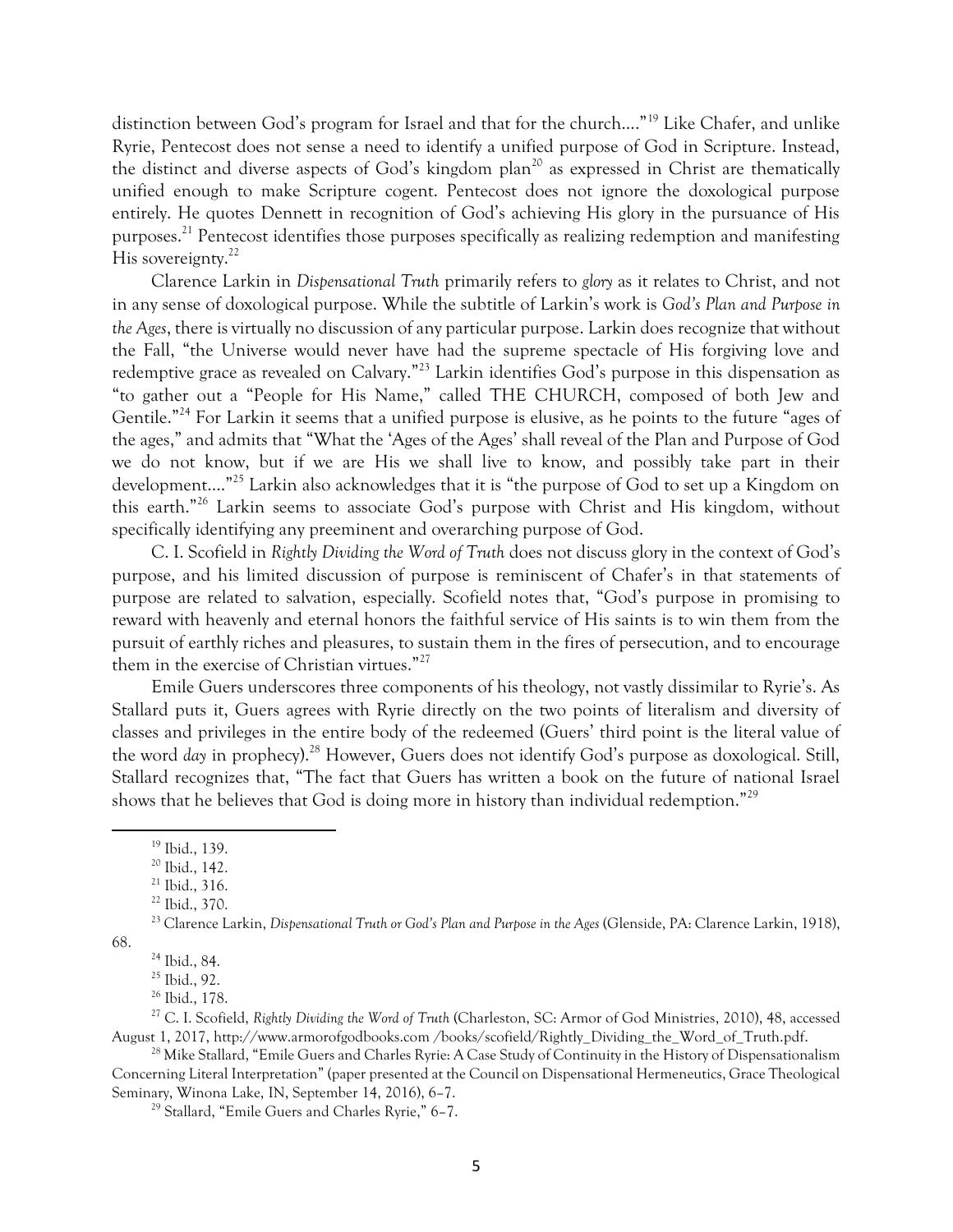distinction between God's program for Israel and that for the church…."[19] Like Chafer, and unlike Ryrie, Pentecost does not sense a need to identify a unified purpose of God in Scripture. Instead, the distinct and diverse aspects of God's kingdom plan[20] as expressed in Christ are thematically unified enough to make Scripture cogent. Pentecost does not ignore the doxological purpose entirely. He quotes Dennett in recognition of God's achieving His glory in the pursuance of His purposes.[21] Pentecost identifies those purposes specifically as realizing redemption and manifesting His sovereignty.[22]

Clarence Larkin in *Dispensational Truth* primarily refers to *glory* as it relates to Christ, and not in any sense of doxological purpose. While the subtitle of Larkin's work is *God's Plan and Purpose in the Ages*, there is virtually no discussion of any particular purpose. Larkin does recognize that without the Fall, "the Universe would never have had the supreme spectacle of His forgiving love and redemptive grace as revealed on Calvary."[23] Larkin identifies God's purpose in this dispensation as "to gather out a "People for His Name," called THE CHURCH, composed of both Jew and Gentile."[24] For Larkin it seems that a unified purpose is elusive, as he points to the future "ages of the ages," and admits that "What the 'Ages of the Ages' shall reveal of the Plan and Purpose of God we do not know, but if we are His we shall live to know, and possibly take part in their development…."[25] Larkin also acknowledges that it is "the purpose of God to set up a Kingdom on this earth."[26] Larkin seems to associate God's purpose with Christ and His kingdom, without specifically identifying any preeminent and overarching purpose of God.

C. I. Scofield in *Rightly Dividing the Word of Truth* does not discuss glory in the context of God's purpose, and his limited discussion of purpose is reminiscent of Chafer's in that statements of purpose are related to salvation, especially. Scofield notes that, "God's purpose in promising to reward with heavenly and eternal honors the faithful service of His saints is to win them from the pursuit of earthly riches and pleasures, to sustain them in the fires of persecution, and to encourage them in the exercise of Christian virtues."[27]

Emile Guers underscores three components of his theology, not vastly dissimilar to Ryrie's. As Stallard puts it, Guers agrees with Ryrie directly on the two points of literalism and diversity of classes and privileges in the entire body of the redeemed (Guers' third point is the literal value of the word *day* in prophecy).[28] However, Guers does not identify God's purpose as doxological. Still, Stallard recognizes that, "The fact that Guers has written a book on the future of national Israel shows that he believes that God is doing more in history than individual redemption."[29]

---

[19] Ibid., 139.

[20] Ibid., 142.

[21] Ibid., 316.

[22] Ibid., 370.

[23] Clarence Larkin, *Dispensational Truth or God's Plan and Purpose in the Ages* (Glenside, PA: Clarence Larkin, 1918), 68.

[24] Ibid., 84.

[25] Ibid., 92.

[26] Ibid., 178.

[27] C. I. Scofield, *Rightly Dividing the Word of Truth* (Charleston, SC: Armor of God Ministries, 2010), 48, accessed August 1, 2017, http://www.armorofgodbooks.com /books/scofield/Rightly_Dividing_the_Word_of_Truth.pdf.

[28] Mike Stallard, "Emile Guers and Charles Ryrie: A Case Study of Continuity in the History of Dispensationalism Concerning Literal Interpretation" (paper presented at the Council on Dispensational Hermeneutics, Grace Theological Seminary, Winona Lake, IN, September 14, 2016), 6–7.

[29] Stallard, "Emile Guers and Charles Ryrie," 6–7.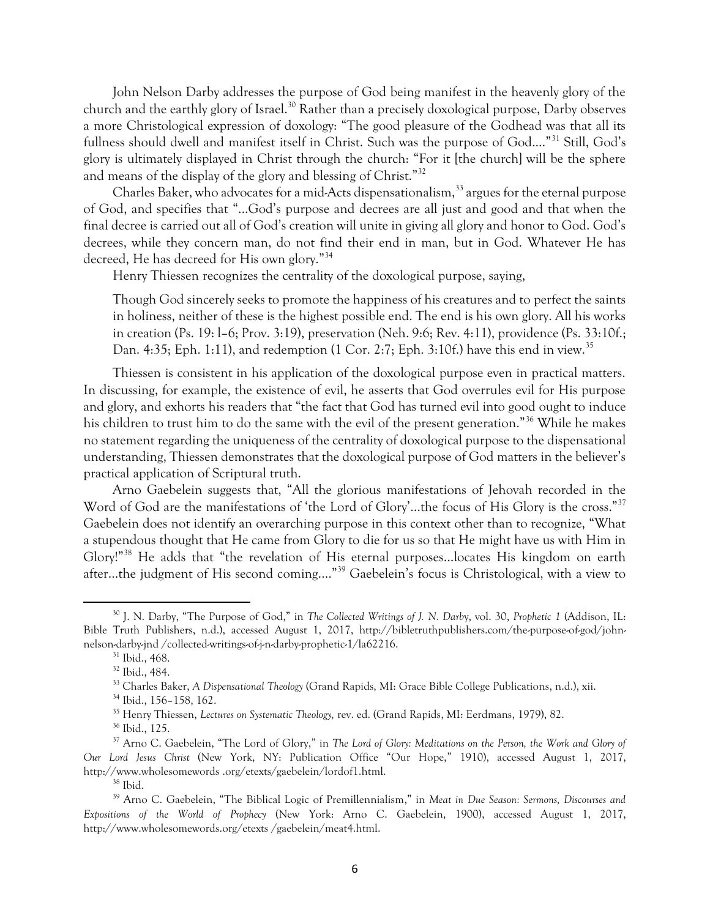John Nelson Darby addresses the purpose of God being manifest in the heavenly glory of the church and the earthly glory of Israel.[30] Rather than a precisely doxological purpose, Darby observes a more Christological expression of doxology: "The good pleasure of the Godhead was that all its fullness should dwell and manifest itself in Christ. Such was the purpose of God...."[31] Still, God's glory is ultimately displayed in Christ through the church: "For it [the church] will be the sphere and means of the display of the glory and blessing of Christ."[32]

Charles Baker, who advocates for a mid-Acts dispensationalism,[33] argues for the eternal purpose of God, and specifies that "...God's purpose and decrees are all just and good and that when the final decree is carried out all of God's creation will unite in giving all glory and honor to God. God's decrees, while they concern man, do not find their end in man, but in God. Whatever He has decreed, He has decreed for His own glory."[34]

Henry Thiessen recognizes the centrality of the doxological purpose, saying,

> Though God sincerely seeks to promote the happiness of his creatures and to perfect the saints in holiness, neither of these is the highest possible end. The end is his own glory. All his works in creation (Ps. 19: l–6; Prov. 3:19), preservation (Neh. 9:6; Rev. 4:11), providence (Ps. 33:10f.; Dan. 4:35; Eph. 1:11), and redemption (1 Cor. 2:7; Eph. 3:10f.) have this end in view.[35]

Thiessen is consistent in his application of the doxological purpose even in practical matters. In discussing, for example, the existence of evil, he asserts that God overrules evil for His purpose and glory, and exhorts his readers that "the fact that God has turned evil into good ought to induce his children to trust him to do the same with the evil of the present generation."[36] While he makes no statement regarding the uniqueness of the centrality of doxological purpose to the dispensational understanding, Thiessen demonstrates that the doxological purpose of God matters in the believer's practical application of Scriptural truth.

Arno Gaebelein suggests that, "All the glorious manifestations of Jehovah recorded in the Word of God are the manifestations of 'the Lord of Glory'...the focus of His Glory is the cross."[37] Gaebelein does not identify an overarching purpose in this context other than to recognize, "What a stupendous thought that He came from Glory to die for us so that He might have us with Him in Glory!"[38] He adds that "the revelation of His eternal purposes...locates His kingdom on earth after...the judgment of His second coming...."[39] Gaebelein's focus is Christological, with a view to

---

[30] J. N. Darby, "The Purpose of God," in *The Collected Writings of J. N. Darby*, vol. 30, *Prophetic 1* (Addison, IL: Bible Truth Publishers, n.d.), accessed August 1, 2017, http://bibletruthpublishers.com/the-purpose-of-god/john-nelson-darby-jnd /collected-writings-of-j-n-darby-prophetic-1/la62216.

[31] Ibid., 468.

[32] Ibid., 484.

[33] Charles Baker, *A Dispensational Theology* (Grand Rapids, MI: Grace Bible College Publications, n.d.), xii.

[34] Ibid., 156–158, 162.

[35] Henry Thiessen, *Lectures on Systematic Theology,* rev. ed. (Grand Rapids, MI: Eerdmans, 1979), 82.

[36] Ibid., 125.

[37] Arno C. Gaebelein, "The Lord of Glory," in *The Lord of Glory: Meditations on the Person, the Work and Glory of Our Lord Jesus Christ* (New York, NY: Publication Office "Our Hope," 1910), accessed August 1, 2017, http://www.wholesomewords .org/etexts/gaebelein/lordof1.html.

[38] Ibid.

[39] Arno C. Gaebelein, "The Biblical Logic of Premillennialism," in *Meat in Due Season: Sermons, Discourses and Expositions of the World of Prophecy* (New York: Arno C. Gaebelein, 1900), accessed August 1, 2017, http://www.wholesomewords.org/etexts /gaebelein/meat4.html.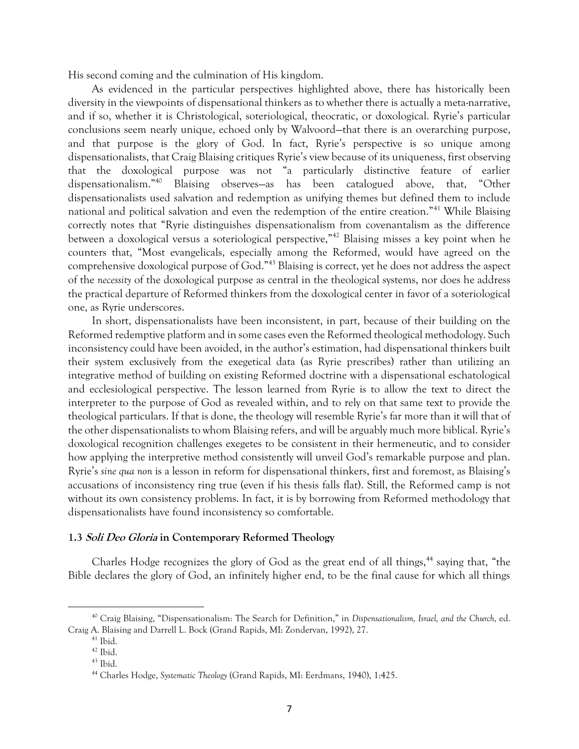His second coming and the culmination of His kingdom.

As evidenced in the particular perspectives highlighted above, there has historically been diversity in the viewpoints of dispensational thinkers as to whether there is actually a meta-narrative, and if so, whether it is Christological, soteriological, theocratic, or doxological. Ryrie's particular conclusions seem nearly unique, echoed only by Walvoord—that there is an overarching purpose, and that purpose is the glory of God. In fact, Ryrie's perspective is so unique among dispensationalists, that Craig Blaising critiques Ryrie's view because of its uniqueness, first observing that the doxological purpose was not "a particularly distinctive feature of earlier dispensationalism."[40] Blaising observes—as has been catalogued above, that, "Other dispensationalists used salvation and redemption as unifying themes but defined them to include national and political salvation and even the redemption of the entire creation."[41] While Blaising correctly notes that "Ryrie distinguishes dispensationalism from covenantalism as the difference between a doxological versus a soteriological perspective,"[42] Blaising misses a key point when he counters that, "Most evangelicals, especially among the Reformed, would have agreed on the comprehensive doxological purpose of God."[43] Blaising is correct, yet he does not address the aspect of the *necessity* of the doxological purpose as central in the theological systems, nor does he address the practical departure of Reformed thinkers from the doxological center in favor of a soteriological one, as Ryrie underscores.

In short, dispensationalists have been inconsistent, in part, because of their building on the Reformed redemptive platform and in some cases even the Reformed theological methodology. Such inconsistency could have been avoided, in the author's estimation, had dispensational thinkers built their system exclusively from the exegetical data (as Ryrie prescribes) rather than utilizing an integrative method of building on existing Reformed doctrine with a dispensational eschatological and ecclesiological perspective. The lesson learned from Ryrie is to allow the text to direct the interpreter to the purpose of God as revealed within, and to rely on that same text to provide the theological particulars. If that is done, the theology will resemble Ryrie's far more than it will that of the other dispensationalists to whom Blaising refers, and will be arguably much more biblical. Ryrie's doxological recognition challenges exegetes to be consistent in their hermeneutic, and to consider how applying the interpretive method consistently will unveil God's remarkable purpose and plan. Ryrie's *sine qua non* is a lesson in reform for dispensational thinkers, first and foremost, as Blaising's accusations of inconsistency ring true (even if his thesis falls flat). Still, the Reformed camp is not without its own consistency problems. In fact, it is by borrowing from Reformed methodology that dispensationalists have found inconsistency so comfortable.

### 1.3 *Soli Deo Gloria* in Contemporary Reformed Theology

Charles Hodge recognizes the glory of God as the great end of all things,[44] saying that, "the Bible declares the glory of God, an infinitely higher end, to be the final cause for which all things

---

[40] Craig Blaising, "Dispensationalism: The Search for Definition," in *Dispensationalism, Israel, and the Church,* ed. Craig A. Blaising and Darrell L. Bock (Grand Rapids, MI: Zondervan, 1992), 27.

[41] Ibid.

[42] Ibid.

[43] Ibid.

[44] Charles Hodge, *Systematic Theology* (Grand Rapids, MI: Eerdmans, 1940), 1:425.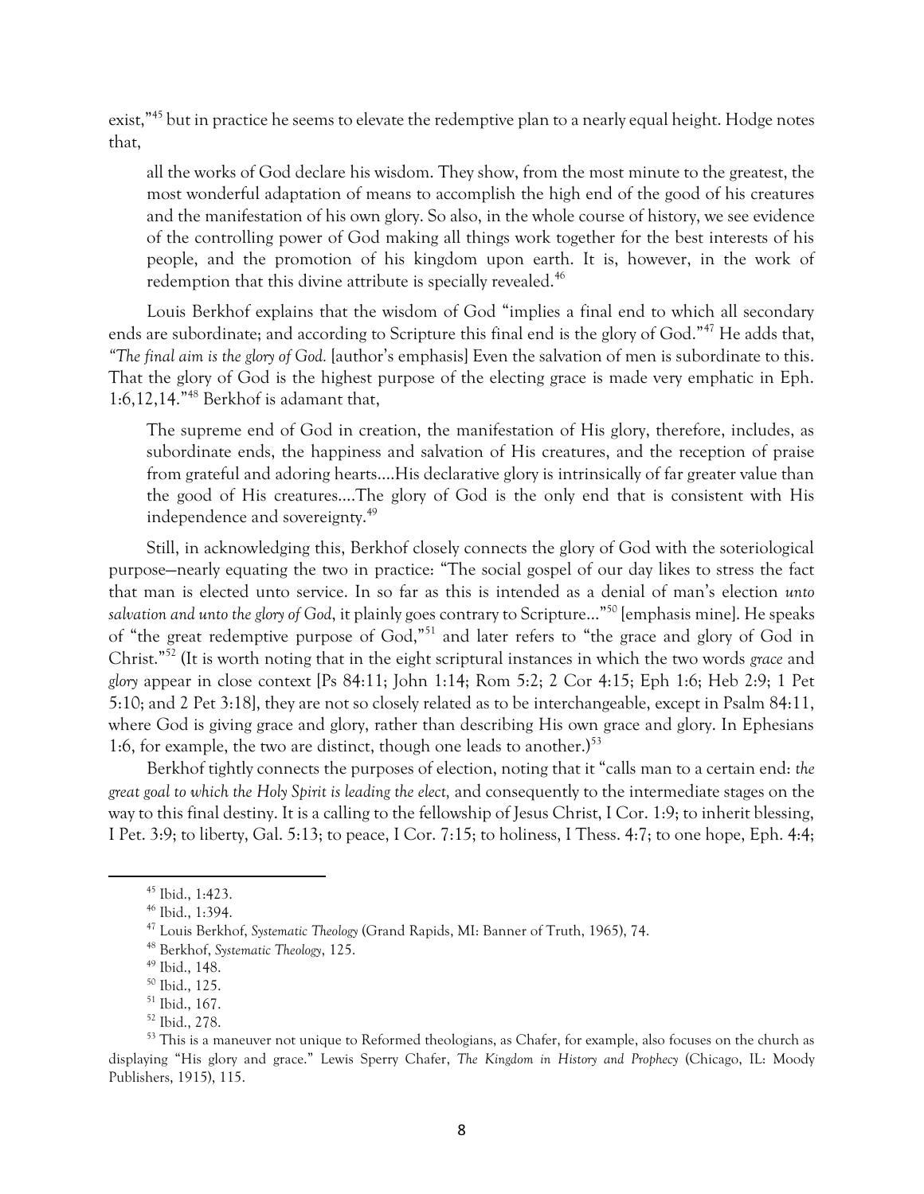exist,"[45] but in practice he seems to elevate the redemptive plan to a nearly equal height. Hodge notes that,

> all the works of God declare his wisdom. They show, from the most minute to the greatest, the most wonderful adaptation of means to accomplish the high end of the good of his creatures and the manifestation of his own glory. So also, in the whole course of history, we see evidence of the controlling power of God making all things work together for the best interests of his people, and the promotion of his kingdom upon earth. It is, however, in the work of redemption that this divine attribute is specially revealed.[46]

Louis Berkhof explains that the wisdom of God "implies a final end to which all secondary ends are subordinate; and according to Scripture this final end is the glory of God."[47] He adds that, "*The final aim is the glory of God.* [author's emphasis] Even the salvation of men is subordinate to this. That the glory of God is the highest purpose of the electing grace is made very emphatic in Eph. 1:6,12,14."[48] Berkhof is adamant that,

> The supreme end of God in creation, the manifestation of His glory, therefore, includes, as subordinate ends, the happiness and salvation of His creatures, and the reception of praise from grateful and adoring hearts....His declarative glory is intrinsically of far greater value than the good of His creatures....The glory of God is the only end that is consistent with His independence and sovereignty.[49]

Still, in acknowledging this, Berkhof closely connects the glory of God with the soteriological purpose—nearly equating the two in practice: "The social gospel of our day likes to stress the fact that man is elected unto service. In so far as this is intended as a denial of man's election *unto salvation and unto the glory of God*, it plainly goes contrary to Scripture…"[50] [emphasis mine]. He speaks of "the great redemptive purpose of God,"[51] and later refers to "the grace and glory of God in Christ."[52] (It is worth noting that in the eight scriptural instances in which the two words *grace* and *glory* appear in close context [Ps 84:11; John 1:14; Rom 5:2; 2 Cor 4:15; Eph 1:6; Heb 2:9; 1 Pet 5:10; and 2 Pet 3:18], they are not so closely related as to be interchangeable, except in Psalm 84:11, where God is giving grace and glory, rather than describing His own grace and glory. In Ephesians 1:6, for example, the two are distinct, though one leads to another.)[53]

Berkhof tightly connects the purposes of election, noting that it "calls man to a certain end: *the great goal to which the Holy Spirit is leading the elect,* and consequently to the intermediate stages on the way to this final destiny. It is a calling to the fellowship of Jesus Christ, I Cor. 1:9; to inherit blessing, I Pet. 3:9; to liberty, Gal. 5:13; to peace, I Cor. 7:15; to holiness, I Thess. 4:7; to one hope, Eph. 4:4;

---

[45] Ibid., 1:423.
[46] Ibid., 1:394.
[47] Louis Berkhof, *Systematic Theology* (Grand Rapids, MI: Banner of Truth, 1965), 74.
[48] Berkhof, *Systematic Theology*, 125.
[49] Ibid., 148.
[50] Ibid., 125.
[51] Ibid., 167.
[52] Ibid., 278.
[53] This is a maneuver not unique to Reformed theologians, as Chafer, for example, also focuses on the church as displaying "His glory and grace." Lewis Sperry Chafer, *The Kingdom in History and Prophecy* (Chicago, IL: Moody Publishers, 1915), 115.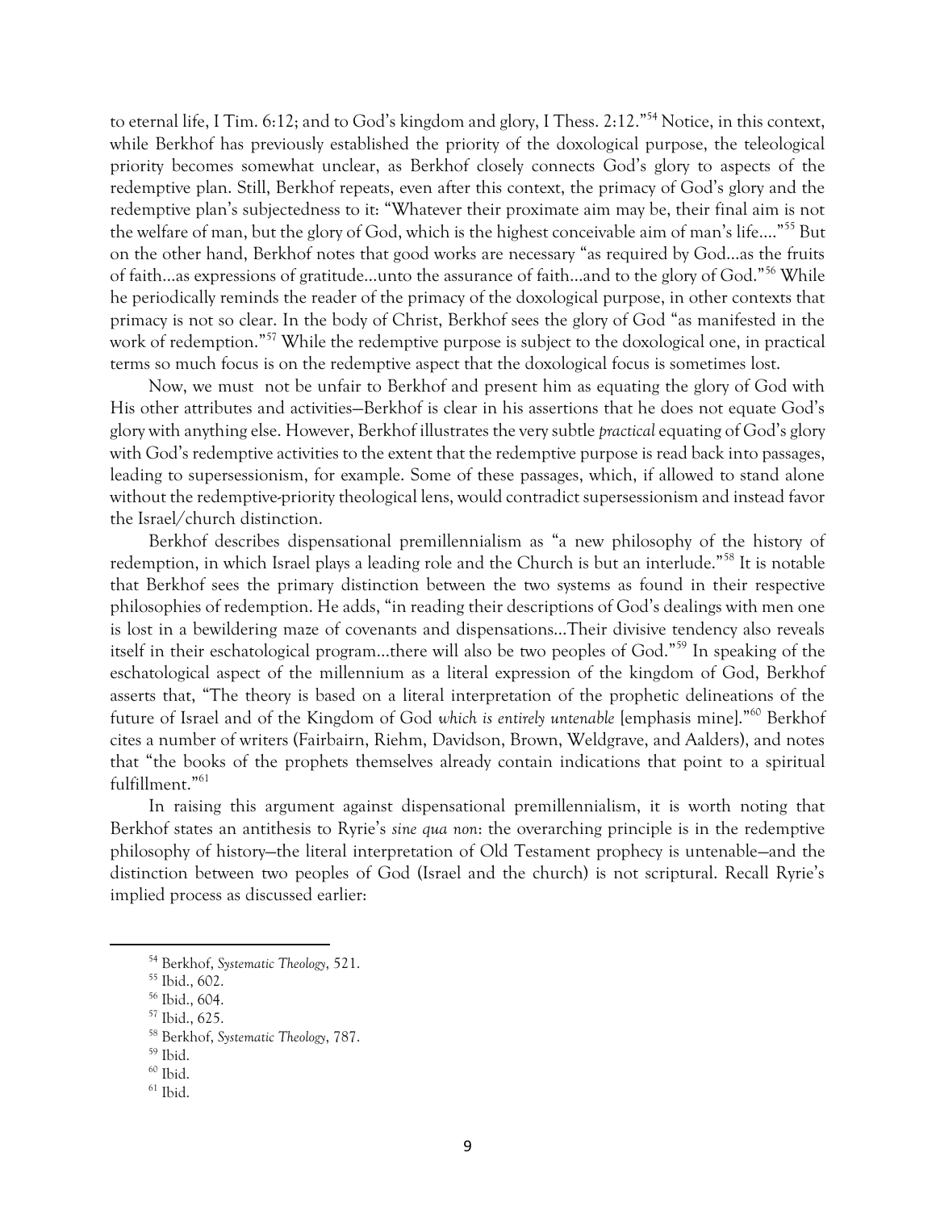to eternal life, I Tim. 6:12; and to God's kingdom and glory, I Thess. 2:12."[54] Notice, in this context, while Berkhof has previously established the priority of the doxological purpose, the teleological priority becomes somewhat unclear, as Berkhof closely connects God's glory to aspects of the redemptive plan. Still, Berkhof repeats, even after this context, the primacy of God's glory and the redemptive plan's subjectedness to it: "Whatever their proximate aim may be, their final aim is not the welfare of man, but the glory of God, which is the highest conceivable aim of man's life...."[55] But on the other hand, Berkhof notes that good works are necessary "as required by God...as the fruits of faith...as expressions of gratitude...unto the assurance of faith...and to the glory of God."[56] While he periodically reminds the reader of the primacy of the doxological purpose, in other contexts that primacy is not so clear. In the body of Christ, Berkhof sees the glory of God "as manifested in the work of redemption."[57] While the redemptive purpose is subject to the doxological one, in practical terms so much focus is on the redemptive aspect that the doxological focus is sometimes lost.

Now, we must not be unfair to Berkhof and present him as equating the glory of God with His other attributes and activities—Berkhof is clear in his assertions that he does not equate God's glory with anything else. However, Berkhof illustrates the very subtle *practical* equating of God's glory with God's redemptive activities to the extent that the redemptive purpose is read back into passages, leading to supersessionism, for example. Some of these passages, which, if allowed to stand alone without the redemptive-priority theological lens, would contradict supersessionism and instead favor the Israel/church distinction.

Berkhof describes dispensational premillennialism as "a new philosophy of the history of redemption, in which Israel plays a leading role and the Church is but an interlude."[58] It is notable that Berkhof sees the primary distinction between the two systems as found in their respective philosophies of redemption. He adds, "in reading their descriptions of God's dealings with men one is lost in a bewildering maze of covenants and dispensations...Their divisive tendency also reveals itself in their eschatological program...there will also be two peoples of God."[59] In speaking of the eschatological aspect of the millennium as a literal expression of the kingdom of God, Berkhof asserts that, "The theory is based on a literal interpretation of the prophetic delineations of the future of Israel and of the Kingdom of God *which is entirely untenable* [emphasis mine]."[60] Berkhof cites a number of writers (Fairbairn, Riehm, Davidson, Brown, Weldgrave, and Aalders), and notes that "the books of the prophets themselves already contain indications that point to a spiritual fulfillment."[61]

In raising this argument against dispensational premillennialism, it is worth noting that Berkhof states an antithesis to Ryrie's *sine qua non*: the overarching principle is in the redemptive philosophy of history—the literal interpretation of Old Testament prophecy is untenable—and the distinction between two peoples of God (Israel and the church) is not scriptural. Recall Ryrie's implied process as discussed earlier:

---

[54] Berkhof, *Systematic Theology*, 521.

[55] Ibid., 602.

[56] Ibid., 604.

[57] Ibid., 625.

[58] Berkhof, *Systematic Theology*, 787.

[59] Ibid.

[60] Ibid.

[61] Ibid.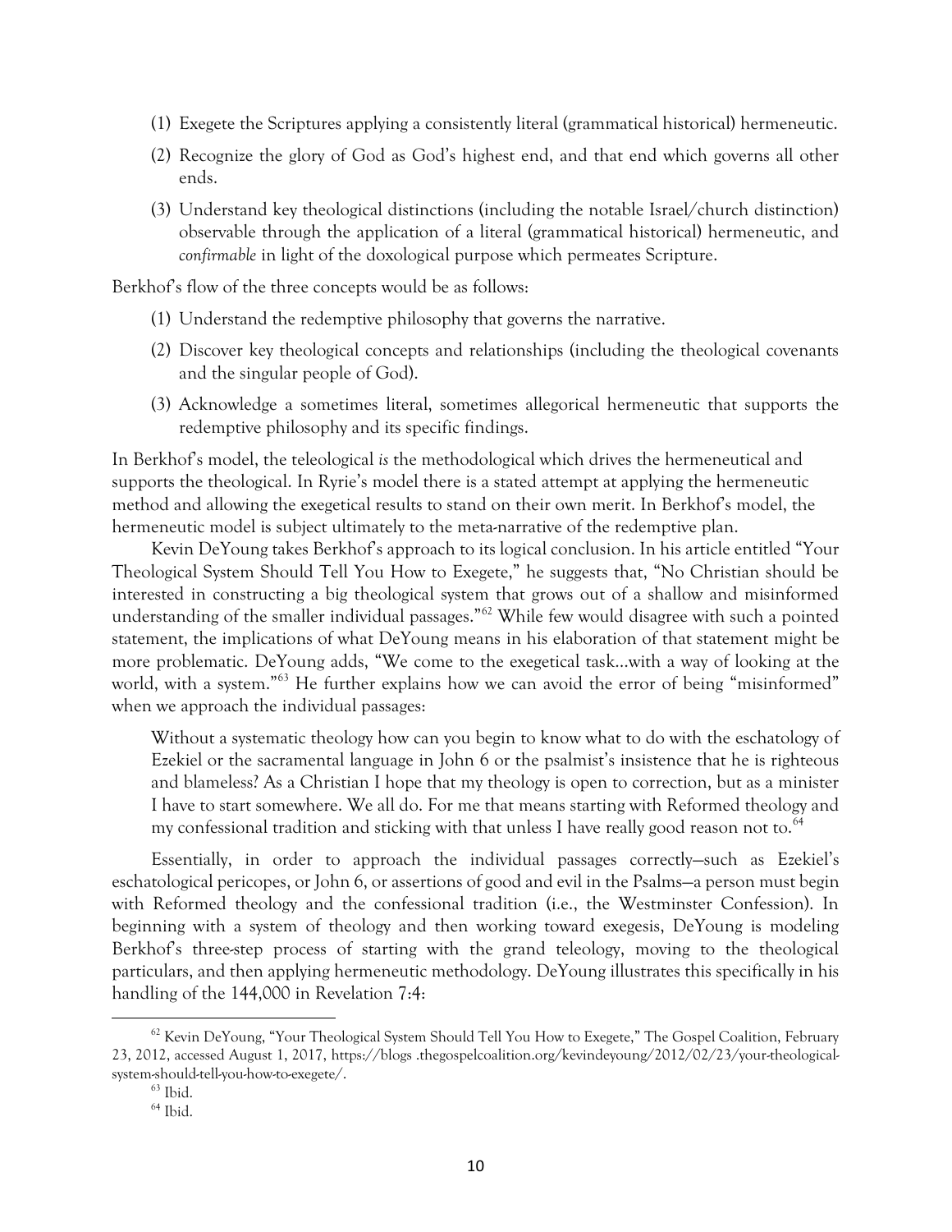(1) Exegete the Scriptures applying a consistently literal (grammatical historical) hermeneutic.

(2) Recognize the glory of God as God's highest end, and that end which governs all other ends.

(3) Understand key theological distinctions (including the notable Israel/church distinction) observable through the application of a literal (grammatical historical) hermeneutic, and *confirmable* in light of the doxological purpose which permeates Scripture.

Berkhof's flow of the three concepts would be as follows:

(1) Understand the redemptive philosophy that governs the narrative.

(2) Discover key theological concepts and relationships (including the theological covenants and the singular people of God).

(3) Acknowledge a sometimes literal, sometimes allegorical hermeneutic that supports the redemptive philosophy and its specific findings.

In Berkhof's model, the teleological *is* the methodological which drives the hermeneutical and supports the theological. In Ryrie's model there is a stated attempt at applying the hermeneutic method and allowing the exegetical results to stand on their own merit. In Berkhof's model, the hermeneutic model is subject ultimately to the meta-narrative of the redemptive plan.

Kevin DeYoung takes Berkhof's approach to its logical conclusion. In his article entitled "Your Theological System Should Tell You How to Exegete," he suggests that, "No Christian should be interested in constructing a big theological system that grows out of a shallow and misinformed understanding of the smaller individual passages."[62] While few would disagree with such a pointed statement, the implications of what DeYoung means in his elaboration of that statement might be more problematic. DeYoung adds, "We come to the exegetical task…with a way of looking at the world, with a system."[63] He further explains how we can avoid the error of being "misinformed" when we approach the individual passages:

> Without a systematic theology how can you begin to know what to do with the eschatology of Ezekiel or the sacramental language in John 6 or the psalmist's insistence that he is righteous and blameless? As a Christian I hope that my theology is open to correction, but as a minister I have to start somewhere. We all do. For me that means starting with Reformed theology and my confessional tradition and sticking with that unless I have really good reason not to.[64]

Essentially, in order to approach the individual passages correctly—such as Ezekiel's eschatological pericopes, or John 6, or assertions of good and evil in the Psalms—a person must begin with Reformed theology and the confessional tradition (i.e., the Westminster Confession). In beginning with a system of theology and then working toward exegesis, DeYoung is modeling Berkhof's three-step process of starting with the grand teleology, moving to the theological particulars, and then applying hermeneutic methodology. DeYoung illustrates this specifically in his handling of the 144,000 in Revelation 7:4:

---

[62] Kevin DeYoung, "Your Theological System Should Tell You How to Exegete," The Gospel Coalition, February 23, 2012, accessed August 1, 2017, https://blogs .thegospelcoalition.org/kevindeyoung/2012/02/23/your-theological-system-should-tell-you-how-to-exegete/.

[63] Ibid.

[64] Ibid.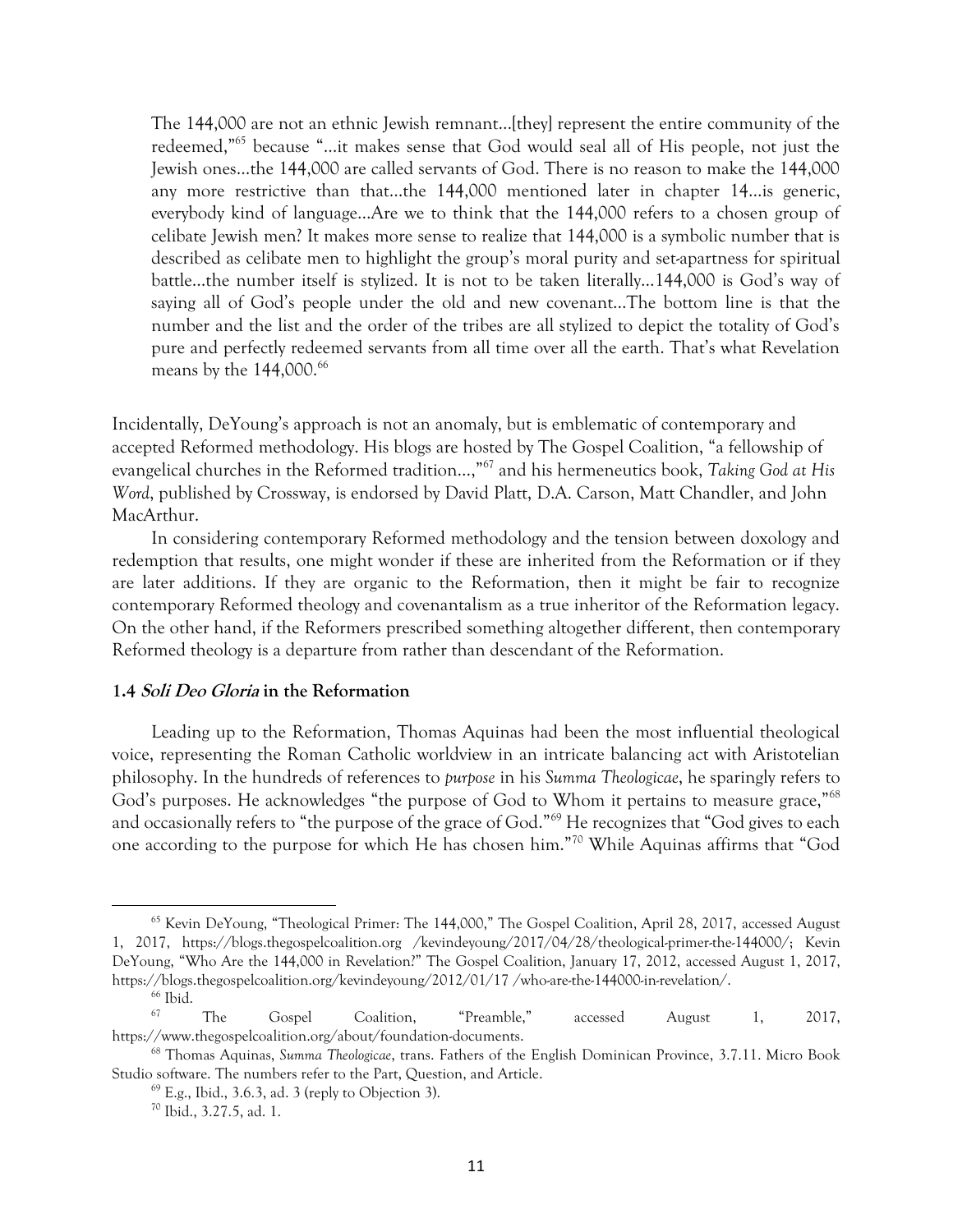> The 144,000 are not an ethnic Jewish remnant…[they] represent the entire community of the redeemed,"[65] because "…it makes sense that God would seal all of His people, not just the Jewish ones…the 144,000 are called servants of God. There is no reason to make the 144,000 any more restrictive than that…the 144,000 mentioned later in chapter 14…is generic, everybody kind of language…Are we to think that the 144,000 refers to a chosen group of celibate Jewish men? It makes more sense to realize that 144,000 is a symbolic number that is described as celibate men to highlight the group's moral purity and set-apartness for spiritual battle…the number itself is stylized. It is not to be taken literally…144,000 is God's way of saying all of God's people under the old and new covenant…The bottom line is that the number and the list and the order of the tribes are all stylized to depict the totality of God's pure and perfectly redeemed servants from all time over all the earth. That's what Revelation means by the 144,000.[66]

Incidentally, DeYoung's approach is not an anomaly, but is emblematic of contemporary and accepted Reformed methodology. His blogs are hosted by The Gospel Coalition, "a fellowship of evangelical churches in the Reformed tradition…,"[67] and his hermeneutics book, *Taking God at His Word*, published by Crossway, is endorsed by David Platt, D.A. Carson, Matt Chandler, and John MacArthur.

In considering contemporary Reformed methodology and the tension between doxology and redemption that results, one might wonder if these are inherited from the Reformation or if they are later additions. If they are organic to the Reformation, then it might be fair to recognize contemporary Reformed theology and covenantalism as a true inheritor of the Reformation legacy. On the other hand, if the Reformers prescribed something altogether different, then contemporary Reformed theology is a departure from rather than descendant of the Reformation.

### 1.4 *Soli Deo Gloria* in the Reformation

Leading up to the Reformation, Thomas Aquinas had been the most influential theological voice, representing the Roman Catholic worldview in an intricate balancing act with Aristotelian philosophy. In the hundreds of references to *purpose* in his *Summa Theologicae*, he sparingly refers to God's purposes. He acknowledges "the purpose of God to Whom it pertains to measure grace,"[68] and occasionally refers to "the purpose of the grace of God."[69] He recognizes that "God gives to each one according to the purpose for which He has chosen him."[70] While Aquinas affirms that "God

---

[65] Kevin DeYoung, "Theological Primer: The 144,000," The Gospel Coalition, April 28, 2017, accessed August 1, 2017, https://blogs.thegospelcoalition.org /kevindeyoung/2017/04/28/theological-primer-the-144000/; Kevin DeYoung, "Who Are the 144,000 in Revelation?" The Gospel Coalition, January 17, 2012, accessed August 1, 2017, https://blogs.thegospelcoalition.org/kevindeyoung/2012/01/17 /who-are-the-144000-in-revelation/.

[66] Ibid.

[67] The Gospel Coalition, "Preamble," accessed August 1, 2017, https://www.thegospelcoalition.org/about/foundation-documents.

[68] Thomas Aquinas, *Summa Theologicae*, trans. Fathers of the English Dominican Province, 3.7.11. Micro Book Studio software. The numbers refer to the Part, Question, and Article.

[69] E.g., Ibid., 3.6.3, ad. 3 (reply to Objection 3).

[70] Ibid., 3.27.5, ad. 1.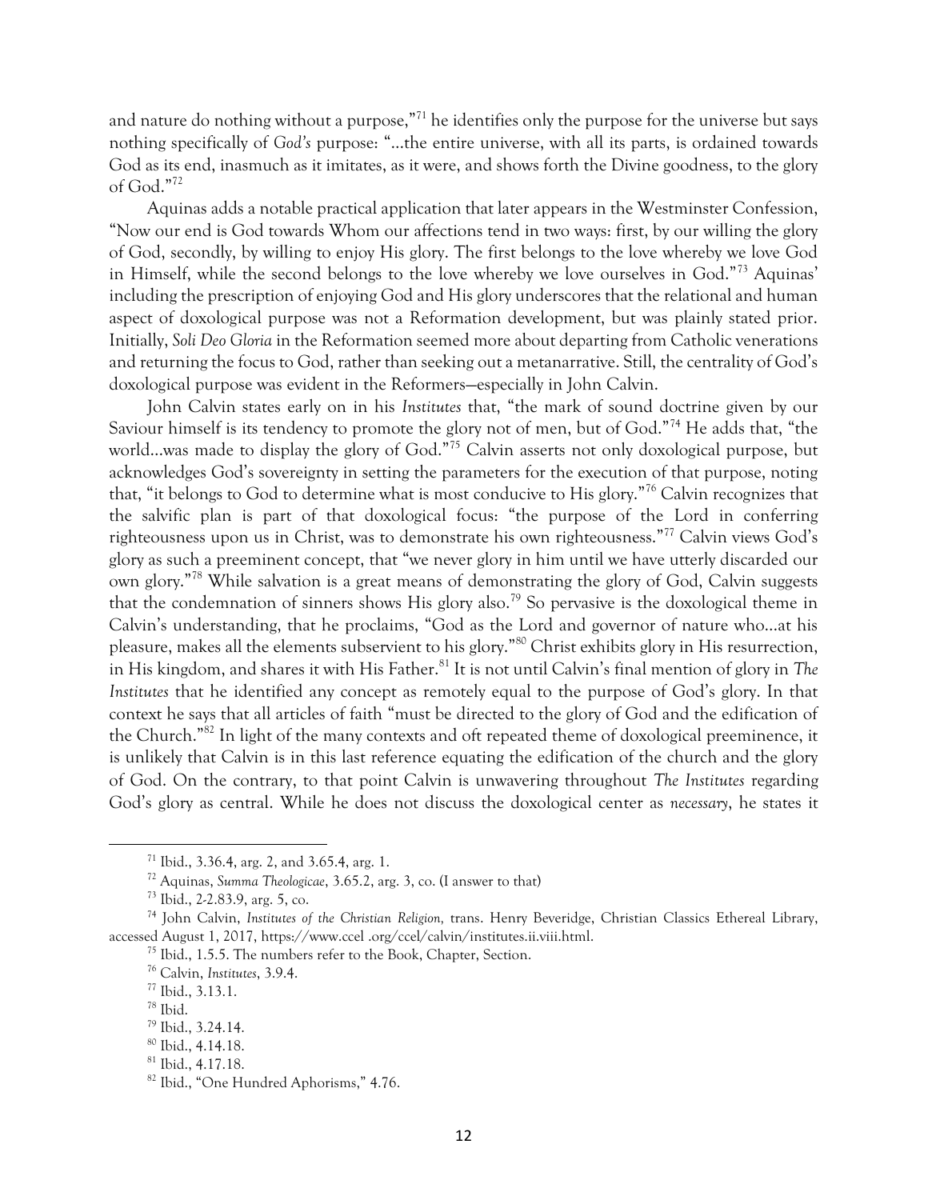and nature do nothing without a purpose,"[71] he identifies only the purpose for the universe but says nothing specifically of *God's* purpose: "…the entire universe, with all its parts, is ordained towards God as its end, inasmuch as it imitates, as it were, and shows forth the Divine goodness, to the glory of God."[72]

Aquinas adds a notable practical application that later appears in the Westminster Confession, "Now our end is God towards Whom our affections tend in two ways: first, by our willing the glory of God, secondly, by willing to enjoy His glory. The first belongs to the love whereby we love God in Himself, while the second belongs to the love whereby we love ourselves in God."[73] Aquinas' including the prescription of enjoying God and His glory underscores that the relational and human aspect of doxological purpose was not a Reformation development, but was plainly stated prior. Initially, *Soli Deo Gloria* in the Reformation seemed more about departing from Catholic venerations and returning the focus to God, rather than seeking out a metanarrative. Still, the centrality of God's doxological purpose was evident in the Reformers—especially in John Calvin.

John Calvin states early on in his *Institutes* that, "the mark of sound doctrine given by our Saviour himself is its tendency to promote the glory not of men, but of God."[74] He adds that, "the world…was made to display the glory of God."[75] Calvin asserts not only doxological purpose, but acknowledges God's sovereignty in setting the parameters for the execution of that purpose, noting that, "it belongs to God to determine what is most conducive to His glory."[76] Calvin recognizes that the salvific plan is part of that doxological focus: "the purpose of the Lord in conferring righteousness upon us in Christ, was to demonstrate his own righteousness."[77] Calvin views God's glory as such a preeminent concept, that "we never glory in him until we have utterly discarded our own glory."[78] While salvation is a great means of demonstrating the glory of God, Calvin suggests that the condemnation of sinners shows His glory also.[79] So pervasive is the doxological theme in Calvin's understanding, that he proclaims, "God as the Lord and governor of nature who…at his pleasure, makes all the elements subservient to his glory."[80] Christ exhibits glory in His resurrection, in His kingdom, and shares it with His Father.[81] It is not until Calvin's final mention of glory in *The Institutes* that he identified any concept as remotely equal to the purpose of God's glory. In that context he says that all articles of faith "must be directed to the glory of God and the edification of the Church."[82] In light of the many contexts and oft repeated theme of doxological preeminence, it is unlikely that Calvin is in this last reference equating the edification of the church and the glory of God. On the contrary, to that point Calvin is unwavering throughout *The Institutes* regarding God's glory as central. While he does not discuss the doxological center as *necessary*, he states it

---

[71] Ibid., 3.36.4, arg. 2, and 3.65.4, arg. 1.

[72] Aquinas, *Summa Theologicae*, 3.65.2, arg. 3, co. (I answer to that)

[73] Ibid., 2-2.83.9, arg. 5, co.

[74] John Calvin, *Institutes of the Christian Religion,* trans. Henry Beveridge, Christian Classics Ethereal Library, accessed August 1, 2017, https://www.ccel .org/ccel/calvin/institutes.ii.viii.html.

[75] Ibid., 1.5.5. The numbers refer to the Book, Chapter, Section.

[76] Calvin, *Institutes*, 3.9.4.

[77] Ibid., 3.13.1.

[78] Ibid.

[79] Ibid., 3.24.14.

[80] Ibid., 4.14.18.

[81] Ibid., 4.17.18.

[82] Ibid., "One Hundred Aphorisms," 4.76.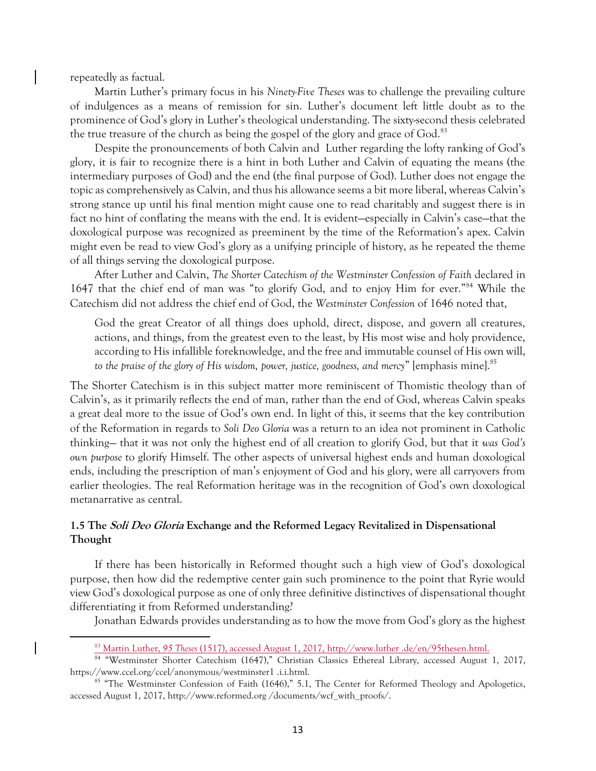repeatedly as factual.

Martin Luther's primary focus in his *Ninety-Five Theses* was to challenge the prevailing culture of indulgences as a means of remission for sin. Luther's document left little doubt as to the prominence of God's glory in Luther's theological understanding. The sixty-second thesis celebrated the true treasure of the church as being the gospel of the glory and grace of God.[83]

Despite the pronouncements of both Calvin and Luther regarding the lofty ranking of God's glory, it is fair to recognize there is a hint in both Luther and Calvin of equating the means (the intermediary purposes of God) and the end (the final purpose of God). Luther does not engage the topic as comprehensively as Calvin, and thus his allowance seems a bit more liberal, whereas Calvin's strong stance up until his final mention might cause one to read charitably and suggest there is in fact no hint of conflating the means with the end. It is evident—especially in Calvin's case—that the doxological purpose was recognized as preeminent by the time of the Reformation's apex. Calvin might even be read to view God's glory as a unifying principle of history, as he repeated the theme of all things serving the doxological purpose.

After Luther and Calvin, *The Shorter Catechism of the Westminster Confession of Faith* declared in 1647 that the chief end of man was "to glorify God, and to enjoy Him for ever."[84] While the Catechism did not address the chief end of God, the *Westminster Confession* of 1646 noted that,

> God the great Creator of all things does uphold, direct, dispose, and govern all creatures, actions, and things, from the greatest even to the least, by His most wise and holy providence, according to His infallible foreknowledge, and the free and immutable counsel of His own will, *to the praise of the glory of His wisdom, power, justice, goodness, and mercy*" [emphasis mine].[85]

The Shorter Catechism is in this subject matter more reminiscent of Thomistic theology than of Calvin's, as it primarily reflects the end of man, rather than the end of God, whereas Calvin speaks a great deal more to the issue of God's own end. In light of this, it seems that the key contribution of the Reformation in regards to *Soli Deo Gloria* was a return to an idea not prominent in Catholic thinking— that it was not only the highest end of all creation to glorify God, but that it *was God's own purpose* to glorify Himself. The other aspects of universal highest ends and human doxological ends, including the prescription of man's enjoyment of God and his glory, were all carryovers from earlier theologies. The real Reformation heritage was in the recognition of God's own doxological metanarrative as central.

### 1.5 The *Soli Deo Gloria* Exchange and the Reformed Legacy Revitalized in Dispensational Thought

If there has been historically in Reformed thought such a high view of God's doxological purpose, then how did the redemptive center gain such prominence to the point that Ryrie would view God's doxological purpose as one of only three definitive distinctives of dispensational thought differentiating it from Reformed understanding?

Jonathan Edwards provides understanding as to how the move from God's glory as the highest

---

[83] Martin Luther, *95 Theses* (1517), accessed August 1, 2017, http://www.luther .de/en/95thesen.html.

[84] "Westminster Shorter Catechism (1647)," Christian Classics Ethereal Library, accessed August 1, 2017, https://www.ccel.org/ccel/anonymous/westminster1 .i.i.html.

[85] "The Westminster Confession of Faith (1646)," 5.1, The Center for Reformed Theology and Apologetics, accessed August 1, 2017, http://www.reformed.org /documents/wcf_with_proofs/.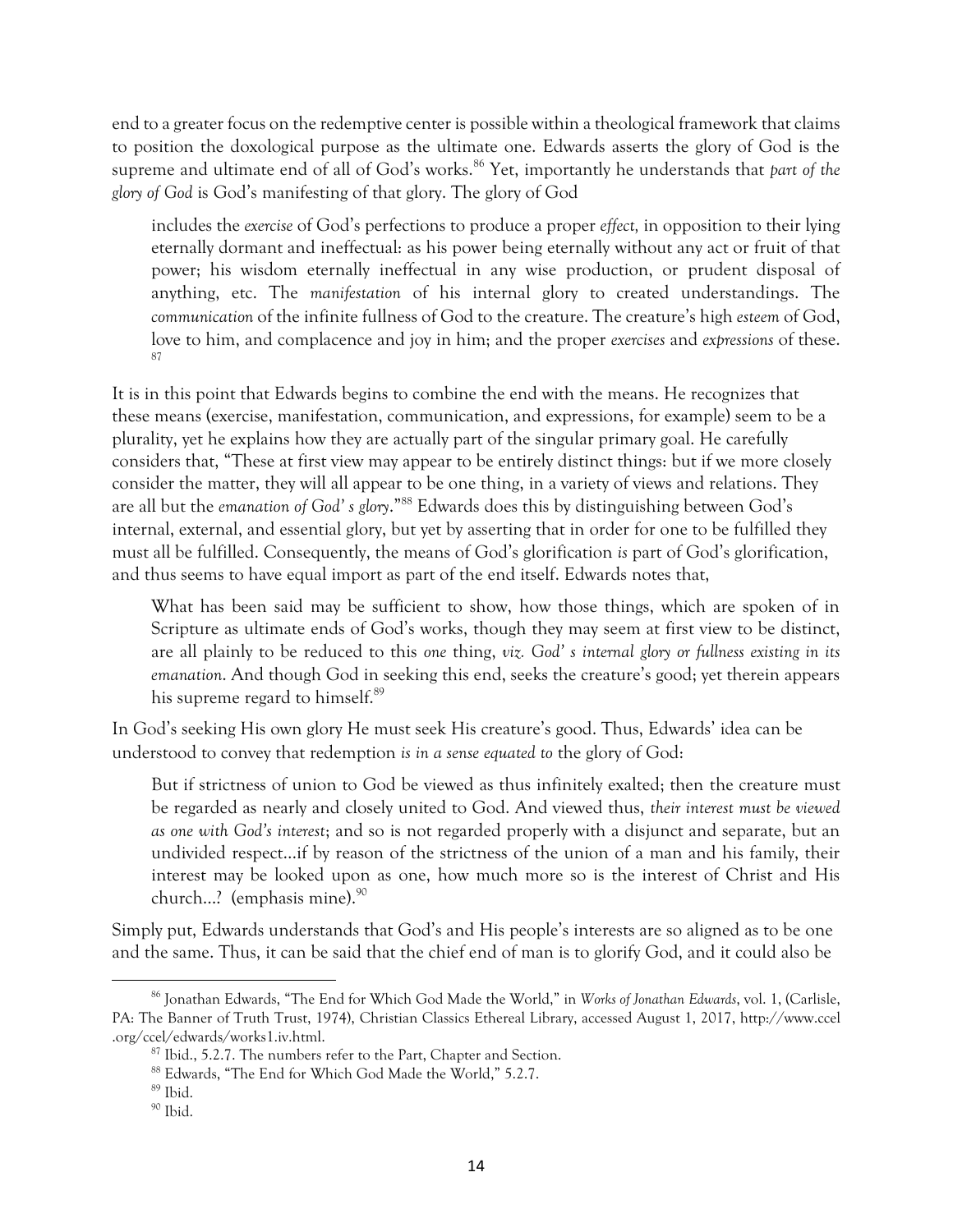end to a greater focus on the redemptive center is possible within a theological framework that claims to position the doxological purpose as the ultimate one. Edwards asserts the glory of God is the supreme and ultimate end of all of God's works.[86] Yet, importantly he understands that *part of the glory of God* is God's manifesting of that glory. The glory of God

> includes the *exercise* of God's perfections to produce a proper *effect,* in opposition to their lying eternally dormant and ineffectual: as his power being eternally without any act or fruit of that power; his wisdom eternally ineffectual in any wise production, or prudent disposal of anything, etc. The *manifestation* of his internal glory to created understandings. The *communication* of the infinite fullness of God to the creature. The creature's high *esteem* of God, love to him, and complacence and joy in him; and the proper *exercises* and *expressions* of these.[87]

It is in this point that Edwards begins to combine the end with the means. He recognizes that these means (exercise, manifestation, communication, and expressions, for example) seem to be a plurality, yet he explains how they are actually part of the singular primary goal. He carefully considers that, "These at first view may appear to be entirely distinct things: but if we more closely consider the matter, they will all appear to be one thing, in a variety of views and relations. They are all but the *emanation of God' s glory*."[88] Edwards does this by distinguishing between God's internal, external, and essential glory, but yet by asserting that in order for one to be fulfilled they must all be fulfilled. Consequently, the means of God's glorification *is* part of God's glorification, and thus seems to have equal import as part of the end itself. Edwards notes that,

> What has been said may be sufficient to show, how those things, which are spoken of in Scripture as ultimate ends of God's works, though they may seem at first view to be distinct, are all plainly to be reduced to this *one* thing, *viz. God' s internal glory or fullness existing in its emanation*. And though God in seeking this end, seeks the creature's good; yet therein appears his supreme regard to himself.[89]

In God's seeking His own glory He must seek His creature's good. Thus, Edwards' idea can be understood to convey that redemption *is in a sense equated to* the glory of God:

> But if strictness of union to God be viewed as thus infinitely exalted; then the creature must be regarded as nearly and closely united to God. And viewed thus, *their interest must be viewed as one with God's interest*; and so is not regarded properly with a disjunct and separate, but an undivided respect…if by reason of the strictness of the union of a man and his family, their interest may be looked upon as one, how much more so is the interest of Christ and His church…? (emphasis mine).[90]

Simply put, Edwards understands that God's and His people's interests are so aligned as to be one and the same. Thus, it can be said that the chief end of man is to glorify God, and it could also be

---

[86] Jonathan Edwards, "The End for Which God Made the World," in *Works of Jonathan Edwards*, vol. 1, (Carlisle, PA: The Banner of Truth Trust, 1974), Christian Classics Ethereal Library, accessed August 1, 2017, http://www.ccel .org/ccel/edwards/works1.iv.html.

[87] Ibid., 5.2.7. The numbers refer to the Part, Chapter and Section.

[88] Edwards, "The End for Which God Made the World," 5.2.7.

[89] Ibid.

[90] Ibid.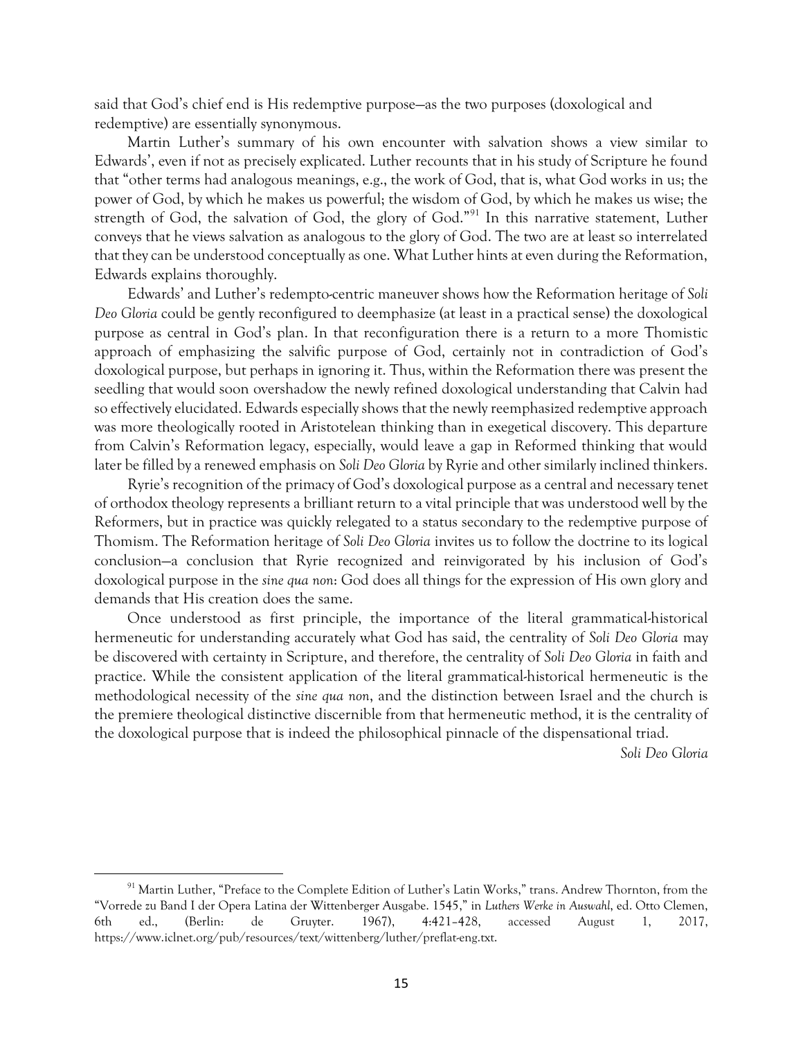said that God's chief end is His redemptive purpose—as the two purposes (doxological and redemptive) are essentially synonymous.

Martin Luther's summary of his own encounter with salvation shows a view similar to Edwards', even if not as precisely explicated. Luther recounts that in his study of Scripture he found that "other terms had analogous meanings, e.g., the work of God, that is, what God works in us; the power of God, by which he makes us powerful; the wisdom of God, by which he makes us wise; the strength of God, the salvation of God, the glory of God."[91] In this narrative statement, Luther conveys that he views salvation as analogous to the glory of God. The two are at least so interrelated that they can be understood conceptually as one. What Luther hints at even during the Reformation, Edwards explains thoroughly.

Edwards' and Luther's redempto-centric maneuver shows how the Reformation heritage of *Soli Deo Gloria* could be gently reconfigured to deemphasize (at least in a practical sense) the doxological purpose as central in God's plan. In that reconfiguration there is a return to a more Thomistic approach of emphasizing the salvific purpose of God, certainly not in contradiction of God's doxological purpose, but perhaps in ignoring it. Thus, within the Reformation there was present the seedling that would soon overshadow the newly refined doxological understanding that Calvin had so effectively elucidated. Edwards especially shows that the newly reemphasized redemptive approach was more theologically rooted in Aristotelean thinking than in exegetical discovery. This departure from Calvin's Reformation legacy, especially, would leave a gap in Reformed thinking that would later be filled by a renewed emphasis on *Soli Deo Gloria* by Ryrie and other similarly inclined thinkers.

Ryrie's recognition of the primacy of God's doxological purpose as a central and necessary tenet of orthodox theology represents a brilliant return to a vital principle that was understood well by the Reformers, but in practice was quickly relegated to a status secondary to the redemptive purpose of Thomism. The Reformation heritage of *Soli Deo Gloria* invites us to follow the doctrine to its logical conclusion—a conclusion that Ryrie recognized and reinvigorated by his inclusion of God's doxological purpose in the *sine qua non*: God does all things for the expression of His own glory and demands that His creation does the same.

Once understood as first principle, the importance of the literal grammatical-historical hermeneutic for understanding accurately what God has said, the centrality of *Soli Deo Gloria* may be discovered with certainty in Scripture, and therefore, the centrality of *Soli Deo Gloria* in faith and practice. While the consistent application of the literal grammatical-historical hermeneutic is the methodological necessity of the *sine qua non*, and the distinction between Israel and the church is the premiere theological distinctive discernible from that hermeneutic method, it is the centrality of the doxological purpose that is indeed the philosophical pinnacle of the dispensational triad.

*Soli Deo Gloria*

---

[91] Martin Luther, "Preface to the Complete Edition of Luther's Latin Works," trans. Andrew Thornton, from the "Vorrede zu Band I der Opera Latina der Wittenberger Ausgabe. 1545," in *Luthers Werke in Auswahl*, ed. Otto Clemen, 6th ed., (Berlin: de Gruyter. 1967), 4:421–428, accessed August 1, 2017, https://www.iclnet.org/pub/resources/text/wittenberg/luther/preflat-eng.txt.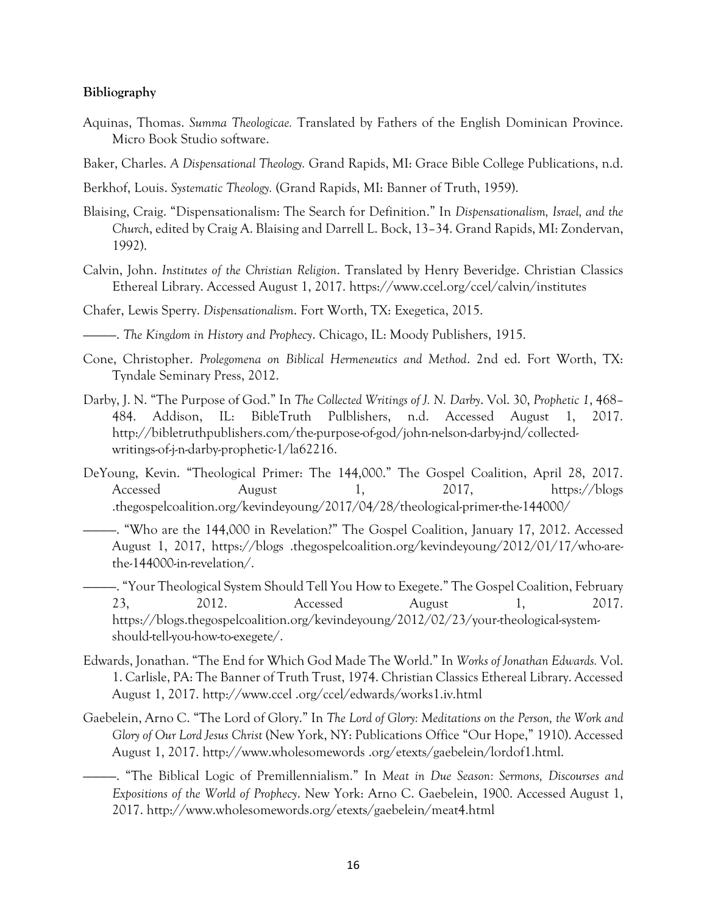**Bibliography**

Aquinas, Thomas. *Summa Theologicae.* Translated by Fathers of the English Dominican Province. Micro Book Studio software.

Baker, Charles. *A Dispensational Theology.* Grand Rapids, MI: Grace Bible College Publications, n.d.

Berkhof, Louis. *Systematic Theology.* (Grand Rapids, MI: Banner of Truth, 1959).

Blaising, Craig. "Dispensationalism: The Search for Definition." In *Dispensationalism, Israel, and the Church*, edited by Craig A. Blaising and Darrell L. Bock, 13–34. Grand Rapids, MI: Zondervan, 1992).

Calvin, John. *Institutes of the Christian Religion*. Translated by Henry Beveridge. Christian Classics Ethereal Library. Accessed August 1, 2017. https://www.ccel.org/ccel/calvin/institutes

Chafer, Lewis Sperry. *Dispensationalism*. Fort Worth, TX: Exegetica, 2015.

———. *The Kingdom in History and Prophecy*. Chicago, IL: Moody Publishers, 1915.

Cone, Christopher. *Prolegomena on Biblical Hermeneutics and Method*. 2nd ed. Fort Worth, TX: Tyndale Seminary Press, 2012.

Darby, J. N. "The Purpose of God." In *The Collected Writings of J. N. Darby*. Vol. 30, *Prophetic 1*, 468–484. Addison, IL: BibleTruth Pulblishers, n.d. Accessed August 1, 2017. http://bibletruthpublishers.com/the-purpose-of-god/john-nelson-darby-jnd/collected-writings-of-j-n-darby-prophetic-1/la62216.

DeYoung, Kevin. "Theological Primer: The 144,000." The Gospel Coalition, April 28, 2017. Accessed August 1, 2017, https://blogs .thegospelcoalition.org/kevindeyoung/2017/04/28/theological-primer-the-144000/

———. "Who are the 144,000 in Revelation?" The Gospel Coalition, January 17, 2012. Accessed August 1, 2017, https://blogs .thegospelcoalition.org/kevindeyoung/2012/01/17/who-are-the-144000-in-revelation/.

———. "Your Theological System Should Tell You How to Exegete." The Gospel Coalition, February 23, 2012. Accessed August 1, 2017. https://blogs.thegospelcoalition.org/kevindeyoung/2012/02/23/your-theological-system-should-tell-you-how-to-exegete/.

Edwards, Jonathan. "The End for Which God Made The World." In *Works of Jonathan Edwards.* Vol. 1. Carlisle, PA: The Banner of Truth Trust, 1974. Christian Classics Ethereal Library. Accessed August 1, 2017. http://www.ccel .org/ccel/edwards/works1.iv.html

Gaebelein, Arno C. "The Lord of Glory." In *The Lord of Glory: Meditations on the Person, the Work and Glory of Our Lord Jesus Christ* (New York, NY: Publications Office "Our Hope," 1910). Accessed August 1, 2017. http://www.wholesomewords .org/etexts/gaebelein/lordof1.html.

———. "The Biblical Logic of Premillennialism." In *Meat in Due Season: Sermons, Discourses and Expositions of the World of Prophecy*. New York: Arno C. Gaebelein, 1900. Accessed August 1, 2017. http://www.wholesomewords.org/etexts/gaebelein/meat4.html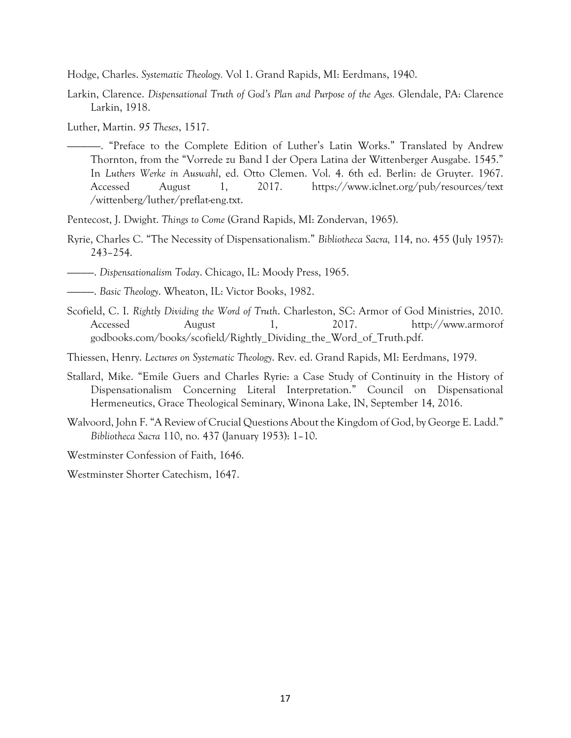Hodge, Charles. *Systematic Theology.* Vol 1. Grand Rapids, MI: Eerdmans, 1940.

Larkin, Clarence. *Dispensational Truth of God's Plan and Purpose of the Ages.* Glendale, PA: Clarence Larkin, 1918.

Luther, Martin. *95 Theses*, 1517.

———. "Preface to the Complete Edition of Luther's Latin Works." Translated by Andrew Thornton, from the "Vorrede zu Band I der Opera Latina der Wittenberger Ausgabe. 1545." In *Luthers Werke in Auswahl*, ed. Otto Clemen. Vol. 4. 6th ed. Berlin: de Gruyter. 1967. Accessed August 1, 2017. https://www.iclnet.org/pub/resources/text/wittenberg/luther/preflat-eng.txt.

Pentecost, J. Dwight. *Things to Come* (Grand Rapids, MI: Zondervan, 1965).

Ryrie, Charles C. "The Necessity of Dispensationalism." *Bibliotheca Sacra,* 114, no. 455 (July 1957): 243–254.

———. *Dispensationalism Today*. Chicago, IL: Moody Press, 1965.

———. *Basic Theology*. Wheaton, IL: Victor Books, 1982.

Scofield, C. I. *Rightly Dividing the Word of Truth*. Charleston, SC: Armor of God Ministries, 2010. Accessed August 1, 2017. http://www.armorofgodbooks.com/books/scofield/Rightly_Dividing_the_Word_of_Truth.pdf.

Thiessen, Henry. *Lectures on Systematic Theology*. Rev. ed. Grand Rapids, MI: Eerdmans, 1979.

Stallard, Mike. "Emile Guers and Charles Ryrie: a Case Study of Continuity in the History of Dispensationalism Concerning Literal Interpretation." Council on Dispensational Hermeneutics, Grace Theological Seminary, Winona Lake, IN, September 14, 2016.

Walvoord, John F. "A Review of Crucial Questions About the Kingdom of God, by George E. Ladd." *Bibliotheca Sacra* 110, no. 437 (January 1953): 1–10.

Westminster Confession of Faith, 1646.

Westminster Shorter Catechism, 1647.